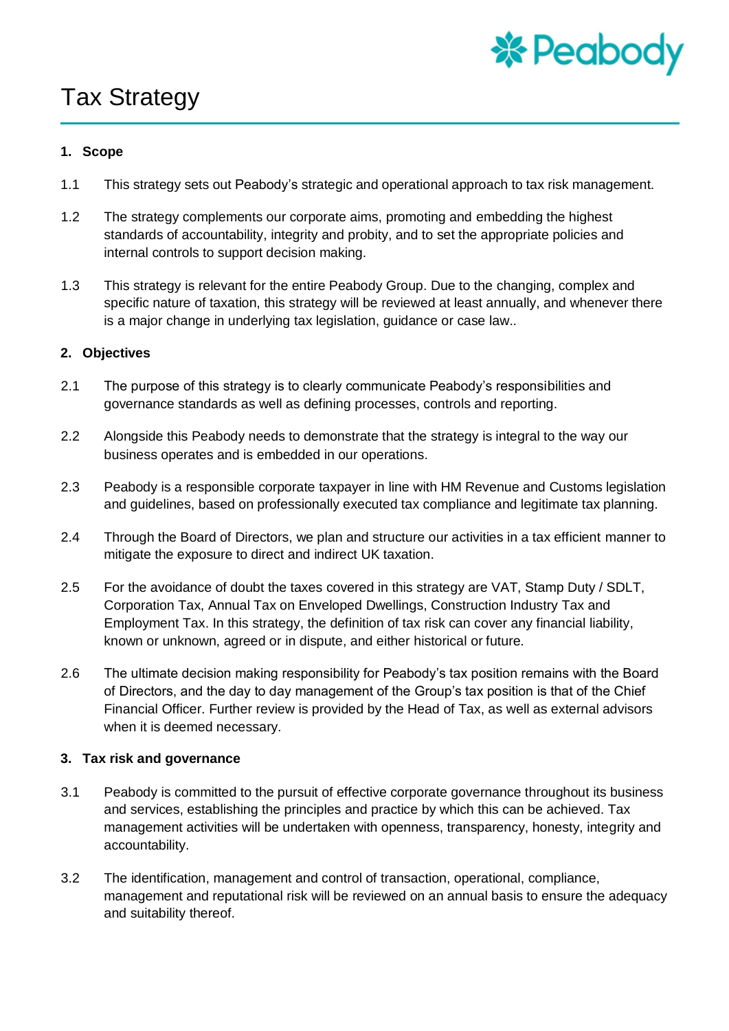# Tax Strategy

## 1. Scope

1.1 This strategy sets out Peabody's strategic and operational approach to tax risk management.

1.2 The strategy complements our corporate aims, promoting and embedding the highest standards of accountability, integrity and probity, and to set the appropriate policies and internal controls to support decision making.

1.3 This strategy is relevant for the entire Peabody Group. Due to the changing, complex and specific nature of taxation, this strategy will be reviewed at least annually, and whenever there is a major change in underlying tax legislation, guidance or case law..

## 2. Objectives

2.1 The purpose of this strategy is to clearly communicate Peabody's responsibilities and governance standards as well as defining processes, controls and reporting.

2.2 Alongside this Peabody needs to demonstrate that the strategy is integral to the way our business operates and is embedded in our operations.

2.3 Peabody is a responsible corporate taxpayer in line with HM Revenue and Customs legislation and guidelines, based on professionally executed tax compliance and legitimate tax planning.

2.4 Through the Board of Directors, we plan and structure our activities in a tax efficient manner to mitigate the exposure to direct and indirect UK taxation.

2.5 For the avoidance of doubt the taxes covered in this strategy are VAT, Stamp Duty / SDLT, Corporation Tax, Annual Tax on Enveloped Dwellings, Construction Industry Tax and Employment Tax. In this strategy, the definition of tax risk can cover any financial liability, known or unknown, agreed or in dispute, and either historical or future.

2.6 The ultimate decision making responsibility for Peabody's tax position remains with the Board of Directors, and the day to day management of the Group's tax position is that of the Chief Financial Officer. Further review is provided by the Head of Tax, as well as external advisors when it is deemed necessary.

## 3. Tax risk and governance

3.1 Peabody is committed to the pursuit of effective corporate governance throughout its business and services, establishing the principles and practice by which this can be achieved. Tax management activities will be undertaken with openness, transparency, honesty, integrity and accountability.

3.2 The identification, management and control of transaction, operational, compliance, management and reputational risk will be reviewed on an annual basis to ensure the adequacy and suitability thereof.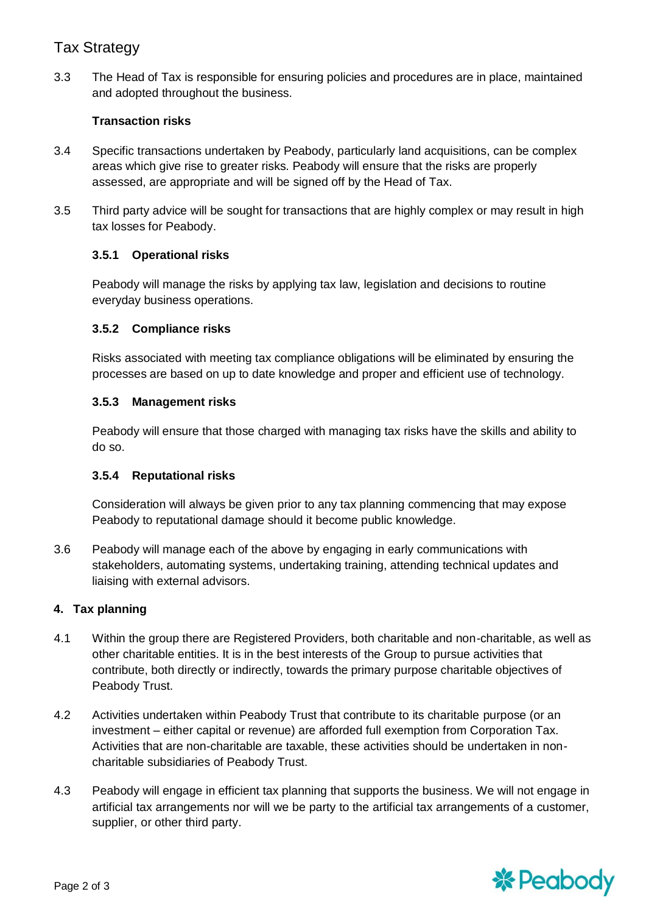3.3 The Head of Tax is responsible for ensuring policies and procedures are in place, maintained and adopted throughout the business.

**Transaction risks**

3.4 Specific transactions undertaken by Peabody, particularly land acquisitions, can be complex areas which give rise to greater risks. Peabody will ensure that the risks are properly assessed, are appropriate and will be signed off by the Head of Tax.

3.5 Third party advice will be sought for transactions that are highly complex or may result in high tax losses for Peabody.

**3.5.1 Operational risks**

Peabody will manage the risks by applying tax law, legislation and decisions to routine everyday business operations.

**3.5.2 Compliance risks**

Risks associated with meeting tax compliance obligations will be eliminated by ensuring the processes are based on up to date knowledge and proper and efficient use of technology.

**3.5.3 Management risks**

Peabody will ensure that those charged with managing tax risks have the skills and ability to do so.

**3.5.4 Reputational risks**

Consideration will always be given prior to any tax planning commencing that may expose Peabody to reputational damage should it become public knowledge.

3.6 Peabody will manage each of the above by engaging in early communications with stakeholders, automating systems, undertaking training, attending technical updates and liaising with external advisors.

## 4. Tax planning

4.1 Within the group there are Registered Providers, both charitable and non-charitable, as well as other charitable entities. It is in the best interests of the Group to pursue activities that contribute, both directly or indirectly, towards the primary purpose charitable objectives of Peabody Trust.

4.2 Activities undertaken within Peabody Trust that contribute to its charitable purpose (or an investment – either capital or revenue) are afforded full exemption from Corporation Tax. Activities that are non-charitable are taxable, these activities should be undertaken in non-charitable subsidiaries of Peabody Trust.

4.3 Peabody will engage in efficient tax planning that supports the business. We will not engage in artificial tax arrangements nor will we be party to the artificial tax arrangements of a customer, supplier, or other third party.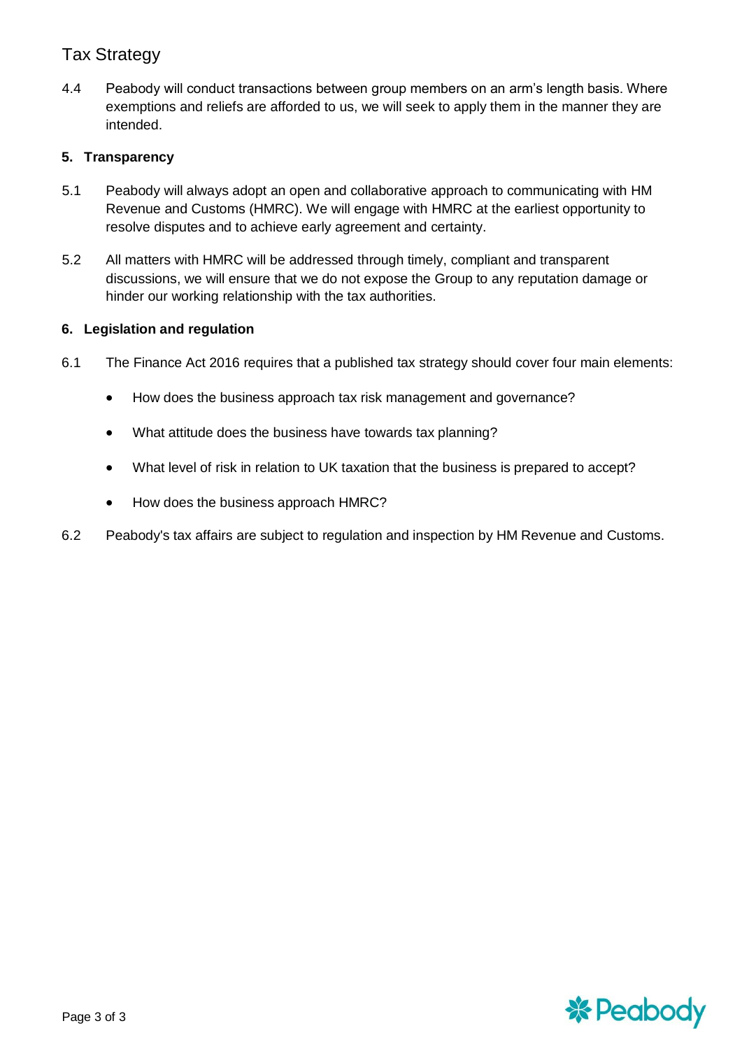4.4 Peabody will conduct transactions between group members on an arm's length basis. Where exemptions and reliefs are afforded to us, we will seek to apply them in the manner they are intended.

## 5. Transparency

5.1 Peabody will always adopt an open and collaborative approach to communicating with HM Revenue and Customs (HMRC). We will engage with HMRC at the earliest opportunity to resolve disputes and to achieve early agreement and certainty.

5.2 All matters with HMRC will be addressed through timely, compliant and transparent discussions, we will ensure that we do not expose the Group to any reputation damage or hinder our working relationship with the tax authorities.

## 6. Legislation and regulation

6.1 The Finance Act 2016 requires that a published tax strategy should cover four main elements:

- How does the business approach tax risk management and governance?
- What attitude does the business have towards tax planning?
- What level of risk in relation to UK taxation that the business is prepared to accept?
- How does the business approach HMRC?

6.2 Peabody's tax affairs are subject to regulation and inspection by HM Revenue and Customs.